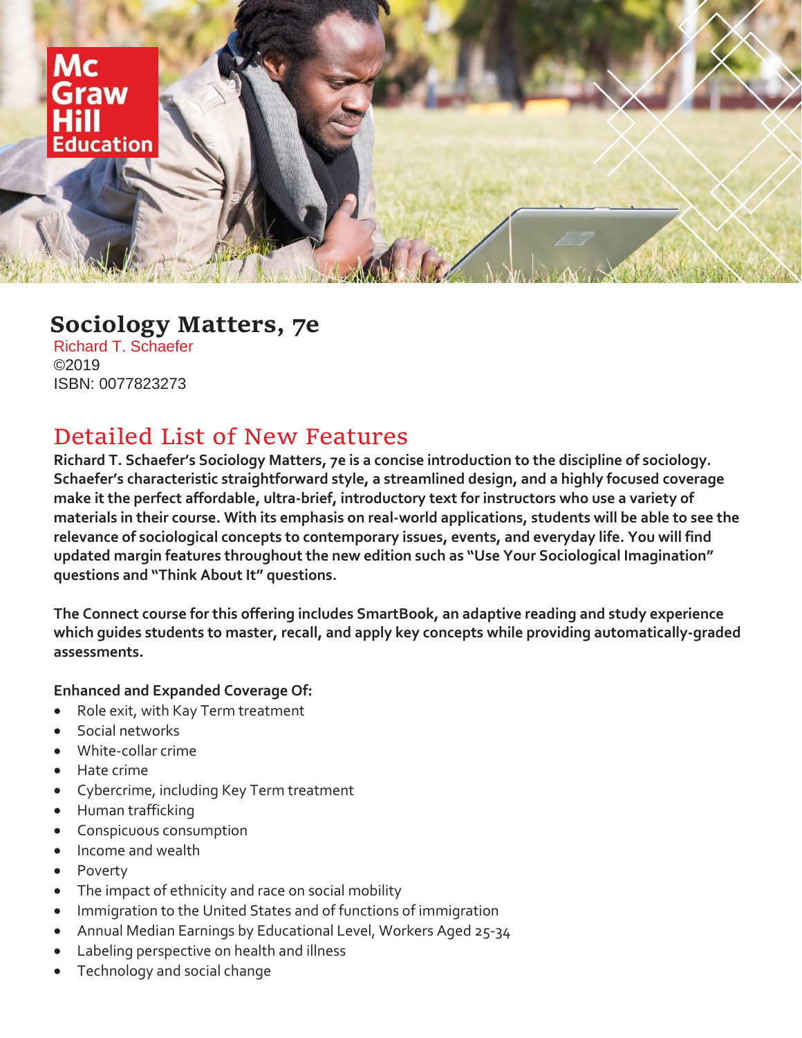# Sociology Matters, 7e

Richard T. Schaefer
©2019
ISBN: 0077823273

## Detailed List of New Features

**Richard T. Schaefer's Sociology Matters, 7e is a concise introduction to the discipline of sociology. Schaefer's characteristic straightforward style, a streamlined design, and a highly focused coverage make it the perfect affordable, ultra-brief, introductory text for instructors who use a variety of materials in their course. With its emphasis on real-world applications, students will be able to see the relevance of sociological concepts to contemporary issues, events, and everyday life. You will find updated margin features throughout the new edition such as "Use Your Sociological Imagination" questions and "Think About It" questions.**

**The Connect course for this offering includes SmartBook, an adaptive reading and study experience which guides students to master, recall, and apply key concepts while providing automatically-graded assessments.**

**Enhanced and Expanded Coverage Of:**

- Role exit, with Kay Term treatment
- Social networks
- White-collar crime
- Hate crime
- Cybercrime, including Key Term treatment
- Human trafficking
- Conspicuous consumption
- Income and wealth
- Poverty
- The impact of ethnicity and race on social mobility
- Immigration to the United States and of functions of immigration
- Annual Median Earnings by Educational Level, Workers Aged 25-34
- Labeling perspective on health and illness
- Technology and social change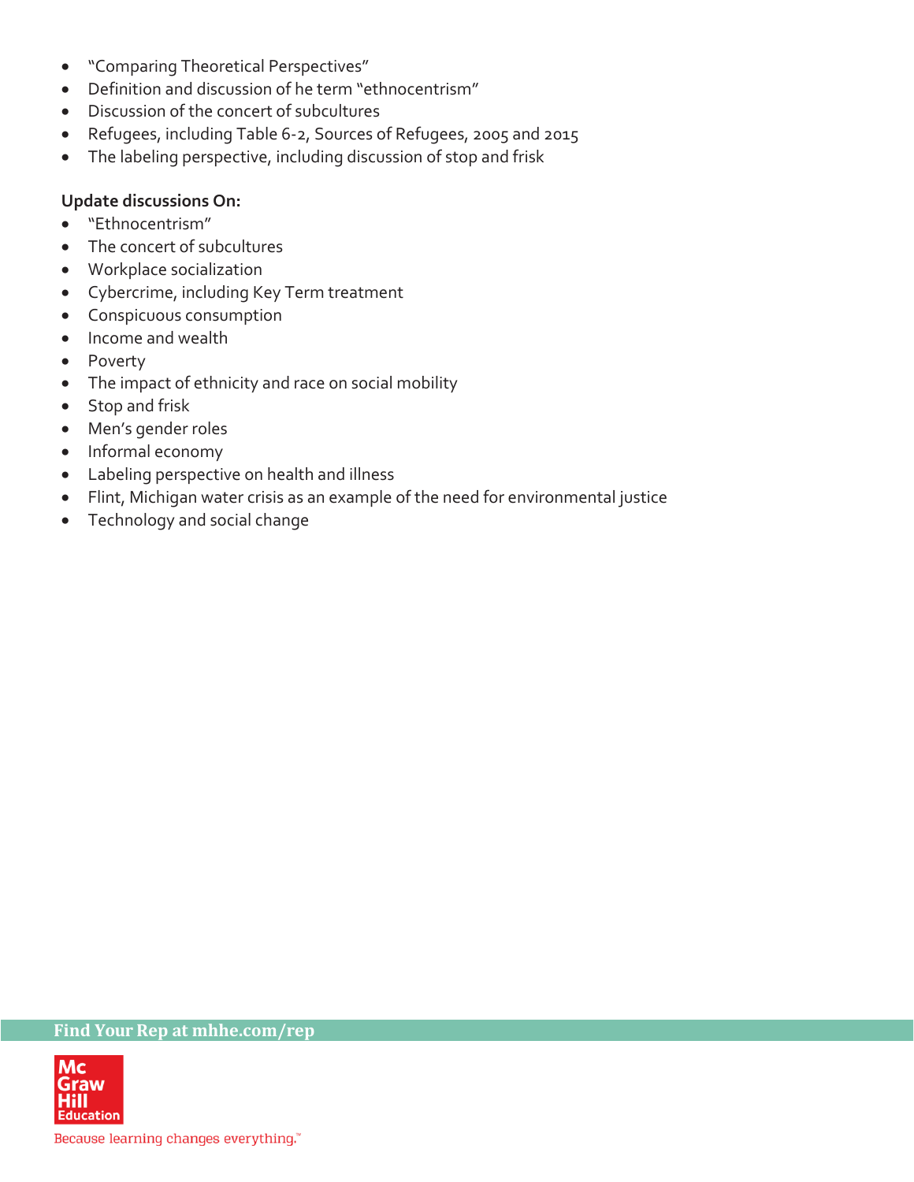- "Comparing Theoretical Perspectives"
- Definition and discussion of he term "ethnocentrism"
- Discussion of the concert of subcultures
- Refugees, including Table 6-2, Sources of Refugees, 2005 and 2015
- The labeling perspective, including discussion of stop and frisk

**Update discussions On:**

- "Ethnocentrism"
- The concert of subcultures
- Workplace socialization
- Cybercrime, including Key Term treatment
- Conspicuous consumption
- Income and wealth
- Poverty
- The impact of ethnicity and race on social mobility
- Stop and frisk
- Men's gender roles
- Informal economy
- Labeling perspective on health and illness
- Flint, Michigan water crisis as an example of the need for environmental justice
- Technology and social change

**Find Your Rep at mhhe.com/rep**

Mc Graw Hill Education

Because learning changes everything.™